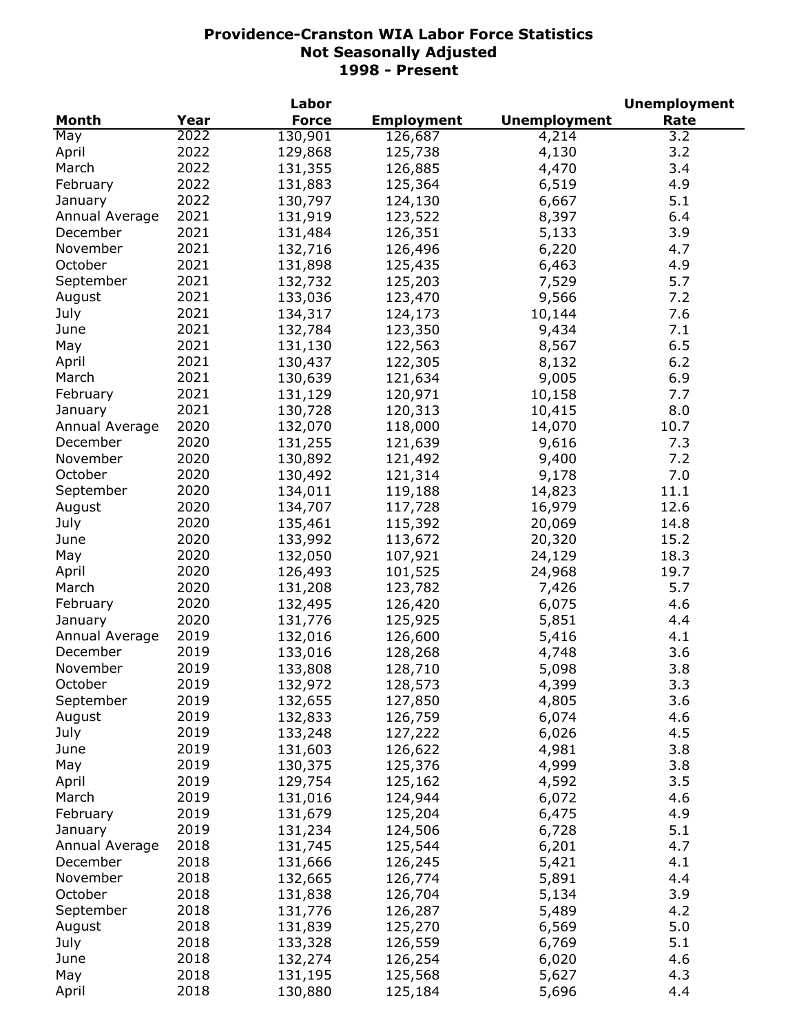# Providence-Cranston WIA Labor Force Statistics
## Not Seasonally Adjusted
## 1998 - Present

| Month | Year | Labor Force | Employment | Unemployment | Unemployment Rate |
|---|---|---|---|---|---|
| May | 2022 | 130,901 | 126,687 | 4,214 | 3.2 |
| April | 2022 | 129,868 | 125,738 | 4,130 | 3.2 |
| March | 2022 | 131,355 | 126,885 | 4,470 | 3.4 |
| February | 2022 | 131,883 | 125,364 | 6,519 | 4.9 |
| January | 2022 | 130,797 | 124,130 | 6,667 | 5.1 |
| Annual Average | 2021 | 131,919 | 123,522 | 8,397 | 6.4 |
| December | 2021 | 131,484 | 126,351 | 5,133 | 3.9 |
| November | 2021 | 132,716 | 126,496 | 6,220 | 4.7 |
| October | 2021 | 131,898 | 125,435 | 6,463 | 4.9 |
| September | 2021 | 132,732 | 125,203 | 7,529 | 5.7 |
| August | 2021 | 133,036 | 123,470 | 9,566 | 7.2 |
| July | 2021 | 134,317 | 124,173 | 10,144 | 7.6 |
| June | 2021 | 132,784 | 123,350 | 9,434 | 7.1 |
| May | 2021 | 131,130 | 122,563 | 8,567 | 6.5 |
| April | 2021 | 130,437 | 122,305 | 8,132 | 6.2 |
| March | 2021 | 130,639 | 121,634 | 9,005 | 6.9 |
| February | 2021 | 131,129 | 120,971 | 10,158 | 7.7 |
| January | 2021 | 130,728 | 120,313 | 10,415 | 8.0 |
| Annual Average | 2020 | 132,070 | 118,000 | 14,070 | 10.7 |
| December | 2020 | 131,255 | 121,639 | 9,616 | 7.3 |
| November | 2020 | 130,892 | 121,492 | 9,400 | 7.2 |
| October | 2020 | 130,492 | 121,314 | 9,178 | 7.0 |
| September | 2020 | 134,011 | 119,188 | 14,823 | 11.1 |
| August | 2020 | 134,707 | 117,728 | 16,979 | 12.6 |
| July | 2020 | 135,461 | 115,392 | 20,069 | 14.8 |
| June | 2020 | 133,992 | 113,672 | 20,320 | 15.2 |
| May | 2020 | 132,050 | 107,921 | 24,129 | 18.3 |
| April | 2020 | 126,493 | 101,525 | 24,968 | 19.7 |
| March | 2020 | 131,208 | 123,782 | 7,426 | 5.7 |
| February | 2020 | 132,495 | 126,420 | 6,075 | 4.6 |
| January | 2020 | 131,776 | 125,925 | 5,851 | 4.4 |
| Annual Average | 2019 | 132,016 | 126,600 | 5,416 | 4.1 |
| December | 2019 | 133,016 | 128,268 | 4,748 | 3.6 |
| November | 2019 | 133,808 | 128,710 | 5,098 | 3.8 |
| October | 2019 | 132,972 | 128,573 | 4,399 | 3.3 |
| September | 2019 | 132,655 | 127,850 | 4,805 | 3.6 |
| August | 2019 | 132,833 | 126,759 | 6,074 | 4.6 |
| July | 2019 | 133,248 | 127,222 | 6,026 | 4.5 |
| June | 2019 | 131,603 | 126,622 | 4,981 | 3.8 |
| May | 2019 | 130,375 | 125,376 | 4,999 | 3.8 |
| April | 2019 | 129,754 | 125,162 | 4,592 | 3.5 |
| March | 2019 | 131,016 | 124,944 | 6,072 | 4.6 |
| February | 2019 | 131,679 | 125,204 | 6,475 | 4.9 |
| January | 2019 | 131,234 | 124,506 | 6,728 | 5.1 |
| Annual Average | 2018 | 131,745 | 125,544 | 6,201 | 4.7 |
| December | 2018 | 131,666 | 126,245 | 5,421 | 4.1 |
| November | 2018 | 132,665 | 126,774 | 5,891 | 4.4 |
| October | 2018 | 131,838 | 126,704 | 5,134 | 3.9 |
| September | 2018 | 131,776 | 126,287 | 5,489 | 4.2 |
| August | 2018 | 131,839 | 125,270 | 6,569 | 5.0 |
| July | 2018 | 133,328 | 126,559 | 6,769 | 5.1 |
| June | 2018 | 132,274 | 126,254 | 6,020 | 4.6 |
| May | 2018 | 131,195 | 125,568 | 5,627 | 4.3 |
| April | 2018 | 130,880 | 125,184 | 5,696 | 4.4 |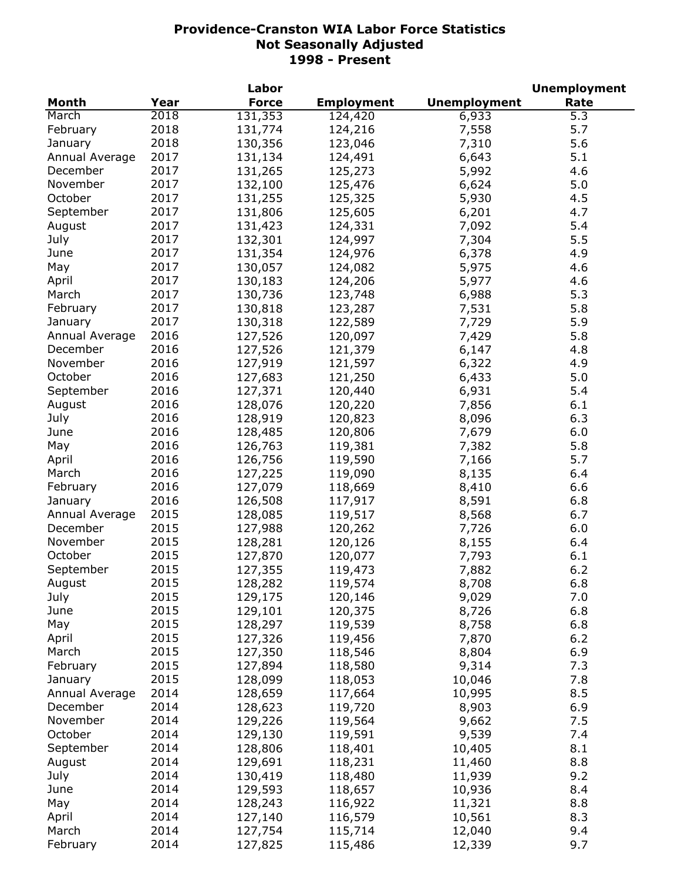# Providence-Cranston WIA Labor Force Statistics
## Not Seasonally Adjusted
## 1998 - Present

| Month | Year | Labor Force | Employment | Unemployment | Unemployment Rate |
|---|---|---|---|---|---|
| March | 2018 | 131,353 | 124,420 | 6,933 | 5.3 |
| February | 2018 | 131,774 | 124,216 | 7,558 | 5.7 |
| January | 2018 | 130,356 | 123,046 | 7,310 | 5.6 |
| Annual Average | 2017 | 131,134 | 124,491 | 6,643 | 5.1 |
| December | 2017 | 131,265 | 125,273 | 5,992 | 4.6 |
| November | 2017 | 132,100 | 125,476 | 6,624 | 5.0 |
| October | 2017 | 131,255 | 125,325 | 5,930 | 4.5 |
| September | 2017 | 131,806 | 125,605 | 6,201 | 4.7 |
| August | 2017 | 131,423 | 124,331 | 7,092 | 5.4 |
| July | 2017 | 132,301 | 124,997 | 7,304 | 5.5 |
| June | 2017 | 131,354 | 124,976 | 6,378 | 4.9 |
| May | 2017 | 130,057 | 124,082 | 5,975 | 4.6 |
| April | 2017 | 130,183 | 124,206 | 5,977 | 4.6 |
| March | 2017 | 130,736 | 123,748 | 6,988 | 5.3 |
| February | 2017 | 130,818 | 123,287 | 7,531 | 5.8 |
| January | 2017 | 130,318 | 122,589 | 7,729 | 5.9 |
| Annual Average | 2016 | 127,526 | 120,097 | 7,429 | 5.8 |
| December | 2016 | 127,526 | 121,379 | 6,147 | 4.8 |
| November | 2016 | 127,919 | 121,597 | 6,322 | 4.9 |
| October | 2016 | 127,683 | 121,250 | 6,433 | 5.0 |
| September | 2016 | 127,371 | 120,440 | 6,931 | 5.4 |
| August | 2016 | 128,076 | 120,220 | 7,856 | 6.1 |
| July | 2016 | 128,919 | 120,823 | 8,096 | 6.3 |
| June | 2016 | 128,485 | 120,806 | 7,679 | 6.0 |
| May | 2016 | 126,763 | 119,381 | 7,382 | 5.8 |
| April | 2016 | 126,756 | 119,590 | 7,166 | 5.7 |
| March | 2016 | 127,225 | 119,090 | 8,135 | 6.4 |
| February | 2016 | 127,079 | 118,669 | 8,410 | 6.6 |
| January | 2016 | 126,508 | 117,917 | 8,591 | 6.8 |
| Annual Average | 2015 | 128,085 | 119,517 | 8,568 | 6.7 |
| December | 2015 | 127,988 | 120,262 | 7,726 | 6.0 |
| November | 2015 | 128,281 | 120,126 | 8,155 | 6.4 |
| October | 2015 | 127,870 | 120,077 | 7,793 | 6.1 |
| September | 2015 | 127,355 | 119,473 | 7,882 | 6.2 |
| August | 2015 | 128,282 | 119,574 | 8,708 | 6.8 |
| July | 2015 | 129,175 | 120,146 | 9,029 | 7.0 |
| June | 2015 | 129,101 | 120,375 | 8,726 | 6.8 |
| May | 2015 | 128,297 | 119,539 | 8,758 | 6.8 |
| April | 2015 | 127,326 | 119,456 | 7,870 | 6.2 |
| March | 2015 | 127,350 | 118,546 | 8,804 | 6.9 |
| February | 2015 | 127,894 | 118,580 | 9,314 | 7.3 |
| January | 2015 | 128,099 | 118,053 | 10,046 | 7.8 |
| Annual Average | 2014 | 128,659 | 117,664 | 10,995 | 8.5 |
| December | 2014 | 128,623 | 119,720 | 8,903 | 6.9 |
| November | 2014 | 129,226 | 119,564 | 9,662 | 7.5 |
| October | 2014 | 129,130 | 119,591 | 9,539 | 7.4 |
| September | 2014 | 128,806 | 118,401 | 10,405 | 8.1 |
| August | 2014 | 129,691 | 118,231 | 11,460 | 8.8 |
| July | 2014 | 130,419 | 118,480 | 11,939 | 9.2 |
| June | 2014 | 129,593 | 118,657 | 10,936 | 8.4 |
| May | 2014 | 128,243 | 116,922 | 11,321 | 8.8 |
| April | 2014 | 127,140 | 116,579 | 10,561 | 8.3 |
| March | 2014 | 127,754 | 115,714 | 12,040 | 9.4 |
| February | 2014 | 127,825 | 115,486 | 12,339 | 9.7 |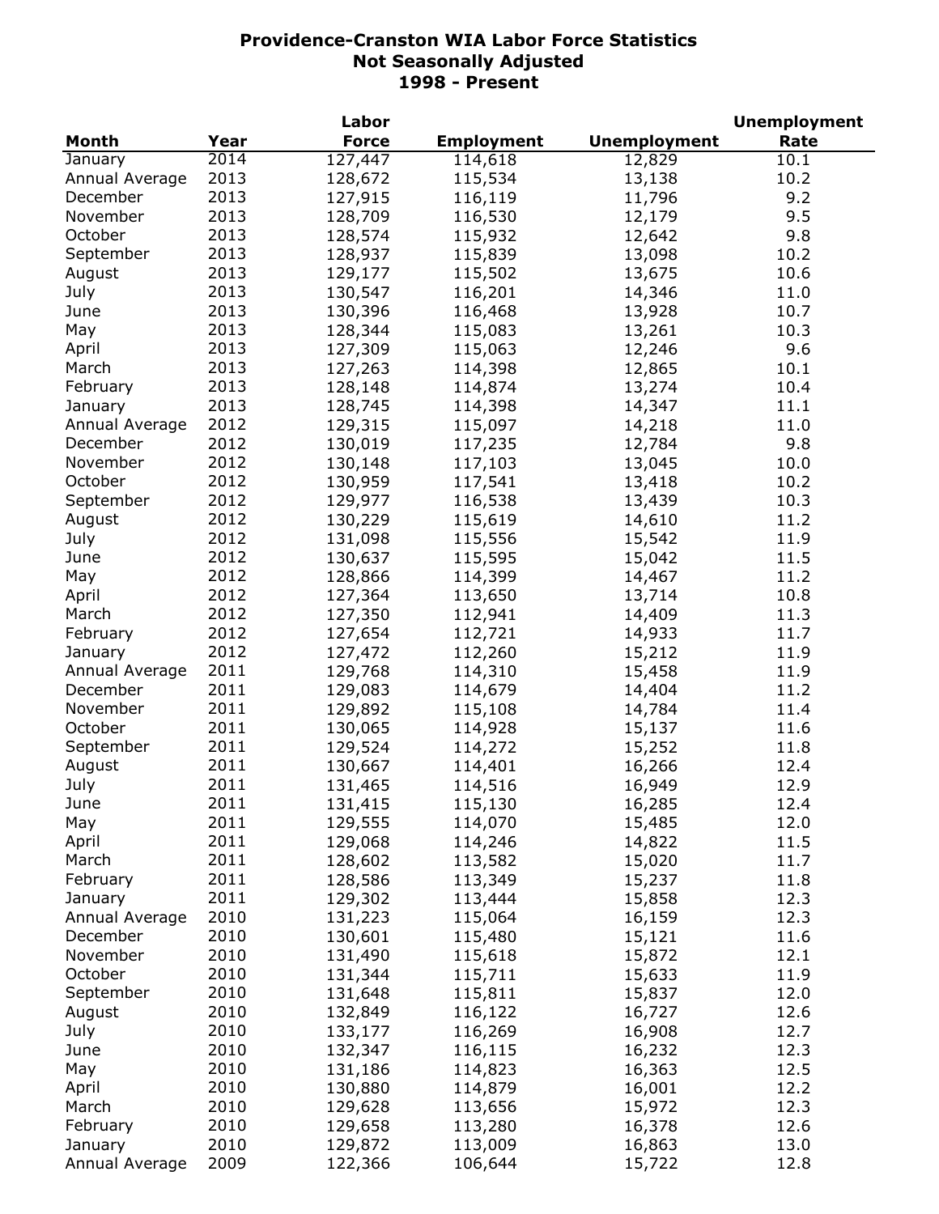# Providence-Cranston WIA Labor Force Statistics
## Not Seasonally Adjusted
## 1998 - Present

| Month | Year | Labor Force | Employment | Unemployment | Unemployment Rate |
|---|---|---|---|---|---|
| January | 2014 | 127,447 | 114,618 | 12,829 | 10.1 |
| Annual Average | 2013 | 128,672 | 115,534 | 13,138 | 10.2 |
| December | 2013 | 127,915 | 116,119 | 11,796 | 9.2 |
| November | 2013 | 128,709 | 116,530 | 12,179 | 9.5 |
| October | 2013 | 128,574 | 115,932 | 12,642 | 9.8 |
| September | 2013 | 128,937 | 115,839 | 13,098 | 10.2 |
| August | 2013 | 129,177 | 115,502 | 13,675 | 10.6 |
| July | 2013 | 130,547 | 116,201 | 14,346 | 11.0 |
| June | 2013 | 130,396 | 116,468 | 13,928 | 10.7 |
| May | 2013 | 128,344 | 115,083 | 13,261 | 10.3 |
| April | 2013 | 127,309 | 115,063 | 12,246 | 9.6 |
| March | 2013 | 127,263 | 114,398 | 12,865 | 10.1 |
| February | 2013 | 128,148 | 114,874 | 13,274 | 10.4 |
| January | 2013 | 128,745 | 114,398 | 14,347 | 11.1 |
| Annual Average | 2012 | 129,315 | 115,097 | 14,218 | 11.0 |
| December | 2012 | 130,019 | 117,235 | 12,784 | 9.8 |
| November | 2012 | 130,148 | 117,103 | 13,045 | 10.0 |
| October | 2012 | 130,959 | 117,541 | 13,418 | 10.2 |
| September | 2012 | 129,977 | 116,538 | 13,439 | 10.3 |
| August | 2012 | 130,229 | 115,619 | 14,610 | 11.2 |
| July | 2012 | 131,098 | 115,556 | 15,542 | 11.9 |
| June | 2012 | 130,637 | 115,595 | 15,042 | 11.5 |
| May | 2012 | 128,866 | 114,399 | 14,467 | 11.2 |
| April | 2012 | 127,364 | 113,650 | 13,714 | 10.8 |
| March | 2012 | 127,350 | 112,941 | 14,409 | 11.3 |
| February | 2012 | 127,654 | 112,721 | 14,933 | 11.7 |
| January | 2012 | 127,472 | 112,260 | 15,212 | 11.9 |
| Annual Average | 2011 | 129,768 | 114,310 | 15,458 | 11.9 |
| December | 2011 | 129,083 | 114,679 | 14,404 | 11.2 |
| November | 2011 | 129,892 | 115,108 | 14,784 | 11.4 |
| October | 2011 | 130,065 | 114,928 | 15,137 | 11.6 |
| September | 2011 | 129,524 | 114,272 | 15,252 | 11.8 |
| August | 2011 | 130,667 | 114,401 | 16,266 | 12.4 |
| July | 2011 | 131,465 | 114,516 | 16,949 | 12.9 |
| June | 2011 | 131,415 | 115,130 | 16,285 | 12.4 |
| May | 2011 | 129,555 | 114,070 | 15,485 | 12.0 |
| April | 2011 | 129,068 | 114,246 | 14,822 | 11.5 |
| March | 2011 | 128,602 | 113,582 | 15,020 | 11.7 |
| February | 2011 | 128,586 | 113,349 | 15,237 | 11.8 |
| January | 2011 | 129,302 | 113,444 | 15,858 | 12.3 |
| Annual Average | 2010 | 131,223 | 115,064 | 16,159 | 12.3 |
| December | 2010 | 130,601 | 115,480 | 15,121 | 11.6 |
| November | 2010 | 131,490 | 115,618 | 15,872 | 12.1 |
| October | 2010 | 131,344 | 115,711 | 15,633 | 11.9 |
| September | 2010 | 131,648 | 115,811 | 15,837 | 12.0 |
| August | 2010 | 132,849 | 116,122 | 16,727 | 12.6 |
| July | 2010 | 133,177 | 116,269 | 16,908 | 12.7 |
| June | 2010 | 132,347 | 116,115 | 16,232 | 12.3 |
| May | 2010 | 131,186 | 114,823 | 16,363 | 12.5 |
| April | 2010 | 130,880 | 114,879 | 16,001 | 12.2 |
| March | 2010 | 129,628 | 113,656 | 15,972 | 12.3 |
| February | 2010 | 129,658 | 113,280 | 16,378 | 12.6 |
| January | 2010 | 129,872 | 113,009 | 16,863 | 13.0 |
| Annual Average | 2009 | 122,366 | 106,644 | 15,722 | 12.8 |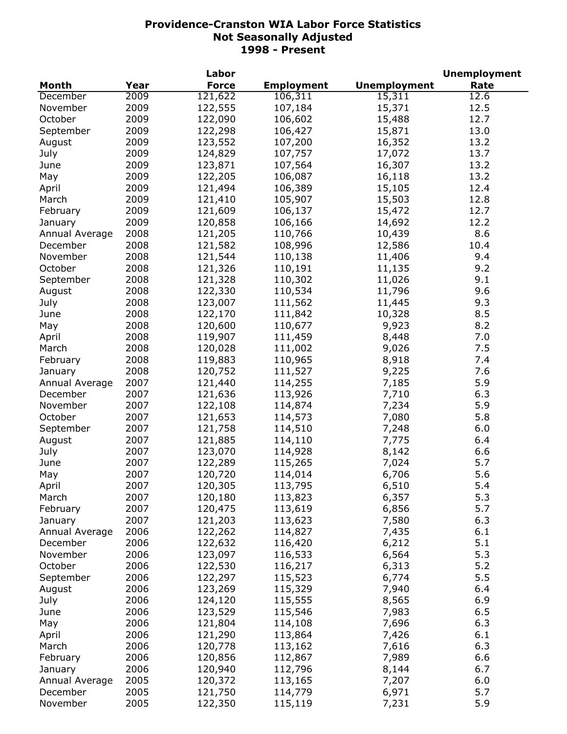# Providence-Cranston WIA Labor Force Statistics
## Not Seasonally Adjusted
## 1998 - Present

| Month | Year | Labor Force | Employment | Unemployment | Unemployment Rate |
|---|---|---|---|---|---|
| December | 2009 | 121,622 | 106,311 | 15,311 | 12.6 |
| November | 2009 | 122,555 | 107,184 | 15,371 | 12.5 |
| October | 2009 | 122,090 | 106,602 | 15,488 | 12.7 |
| September | 2009 | 122,298 | 106,427 | 15,871 | 13.0 |
| August | 2009 | 123,552 | 107,200 | 16,352 | 13.2 |
| July | 2009 | 124,829 | 107,757 | 17,072 | 13.7 |
| June | 2009 | 123,871 | 107,564 | 16,307 | 13.2 |
| May | 2009 | 122,205 | 106,087 | 16,118 | 13.2 |
| April | 2009 | 121,494 | 106,389 | 15,105 | 12.4 |
| March | 2009 | 121,410 | 105,907 | 15,503 | 12.8 |
| February | 2009 | 121,609 | 106,137 | 15,472 | 12.7 |
| January | 2009 | 120,858 | 106,166 | 14,692 | 12.2 |
| Annual Average | 2008 | 121,205 | 110,766 | 10,439 | 8.6 |
| December | 2008 | 121,582 | 108,996 | 12,586 | 10.4 |
| November | 2008 | 121,544 | 110,138 | 11,406 | 9.4 |
| October | 2008 | 121,326 | 110,191 | 11,135 | 9.2 |
| September | 2008 | 121,328 | 110,302 | 11,026 | 9.1 |
| August | 2008 | 122,330 | 110,534 | 11,796 | 9.6 |
| July | 2008 | 123,007 | 111,562 | 11,445 | 9.3 |
| June | 2008 | 122,170 | 111,842 | 10,328 | 8.5 |
| May | 2008 | 120,600 | 110,677 | 9,923 | 8.2 |
| April | 2008 | 119,907 | 111,459 | 8,448 | 7.0 |
| March | 2008 | 120,028 | 111,002 | 9,026 | 7.5 |
| February | 2008 | 119,883 | 110,965 | 8,918 | 7.4 |
| January | 2008 | 120,752 | 111,527 | 9,225 | 7.6 |
| Annual Average | 2007 | 121,440 | 114,255 | 7,185 | 5.9 |
| December | 2007 | 121,636 | 113,926 | 7,710 | 6.3 |
| November | 2007 | 122,108 | 114,874 | 7,234 | 5.9 |
| October | 2007 | 121,653 | 114,573 | 7,080 | 5.8 |
| September | 2007 | 121,758 | 114,510 | 7,248 | 6.0 |
| August | 2007 | 121,885 | 114,110 | 7,775 | 6.4 |
| July | 2007 | 123,070 | 114,928 | 8,142 | 6.6 |
| June | 2007 | 122,289 | 115,265 | 7,024 | 5.7 |
| May | 2007 | 120,720 | 114,014 | 6,706 | 5.6 |
| April | 2007 | 120,305 | 113,795 | 6,510 | 5.4 |
| March | 2007 | 120,180 | 113,823 | 6,357 | 5.3 |
| February | 2007 | 120,475 | 113,619 | 6,856 | 5.7 |
| January | 2007 | 121,203 | 113,623 | 7,580 | 6.3 |
| Annual Average | 2006 | 122,262 | 114,827 | 7,435 | 6.1 |
| December | 2006 | 122,632 | 116,420 | 6,212 | 5.1 |
| November | 2006 | 123,097 | 116,533 | 6,564 | 5.3 |
| October | 2006 | 122,530 | 116,217 | 6,313 | 5.2 |
| September | 2006 | 122,297 | 115,523 | 6,774 | 5.5 |
| August | 2006 | 123,269 | 115,329 | 7,940 | 6.4 |
| July | 2006 | 124,120 | 115,555 | 8,565 | 6.9 |
| June | 2006 | 123,529 | 115,546 | 7,983 | 6.5 |
| May | 2006 | 121,804 | 114,108 | 7,696 | 6.3 |
| April | 2006 | 121,290 | 113,864 | 7,426 | 6.1 |
| March | 2006 | 120,778 | 113,162 | 7,616 | 6.3 |
| February | 2006 | 120,856 | 112,867 | 7,989 | 6.6 |
| January | 2006 | 120,940 | 112,796 | 8,144 | 6.7 |
| Annual Average | 2005 | 120,372 | 113,165 | 7,207 | 6.0 |
| December | 2005 | 121,750 | 114,779 | 6,971 | 5.7 |
| November | 2005 | 122,350 | 115,119 | 7,231 | 5.9 |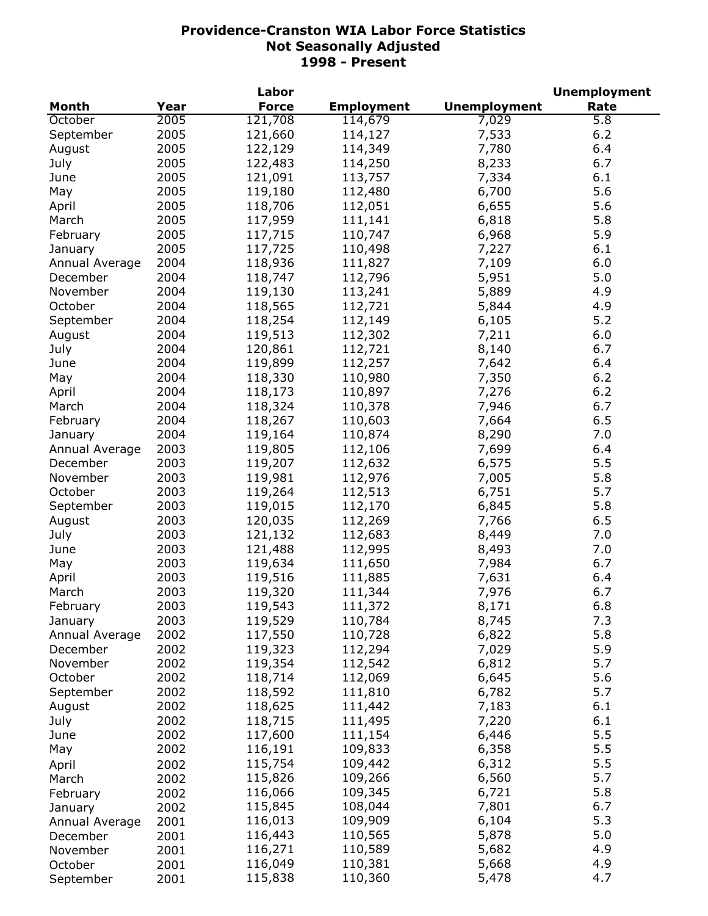# Providence-Cranston WIA Labor Force Statistics
## Not Seasonally Adjusted
## 1998 - Present

| Month | Year | Labor Force | Employment | Unemployment | Unemployment Rate |
|---|---|---|---|---|---|
| October | 2005 | 121,708 | 114,679 | 7,029 | 5.8 |
| September | 2005 | 121,660 | 114,127 | 7,533 | 6.2 |
| August | 2005 | 122,129 | 114,349 | 7,780 | 6.4 |
| July | 2005 | 122,483 | 114,250 | 8,233 | 6.7 |
| June | 2005 | 121,091 | 113,757 | 7,334 | 6.1 |
| May | 2005 | 119,180 | 112,480 | 6,700 | 5.6 |
| April | 2005 | 118,706 | 112,051 | 6,655 | 5.6 |
| March | 2005 | 117,959 | 111,141 | 6,818 | 5.8 |
| February | 2005 | 117,715 | 110,747 | 6,968 | 5.9 |
| January | 2005 | 117,725 | 110,498 | 7,227 | 6.1 |
| Annual Average | 2004 | 118,936 | 111,827 | 7,109 | 6.0 |
| December | 2004 | 118,747 | 112,796 | 5,951 | 5.0 |
| November | 2004 | 119,130 | 113,241 | 5,889 | 4.9 |
| October | 2004 | 118,565 | 112,721 | 5,844 | 4.9 |
| September | 2004 | 118,254 | 112,149 | 6,105 | 5.2 |
| August | 2004 | 119,513 | 112,302 | 7,211 | 6.0 |
| July | 2004 | 120,861 | 112,721 | 8,140 | 6.7 |
| June | 2004 | 119,899 | 112,257 | 7,642 | 6.4 |
| May | 2004 | 118,330 | 110,980 | 7,350 | 6.2 |
| April | 2004 | 118,173 | 110,897 | 7,276 | 6.2 |
| March | 2004 | 118,324 | 110,378 | 7,946 | 6.7 |
| February | 2004 | 118,267 | 110,603 | 7,664 | 6.5 |
| January | 2004 | 119,164 | 110,874 | 8,290 | 7.0 |
| Annual Average | 2003 | 119,805 | 112,106 | 7,699 | 6.4 |
| December | 2003 | 119,207 | 112,632 | 6,575 | 5.5 |
| November | 2003 | 119,981 | 112,976 | 7,005 | 5.8 |
| October | 2003 | 119,264 | 112,513 | 6,751 | 5.7 |
| September | 2003 | 119,015 | 112,170 | 6,845 | 5.8 |
| August | 2003 | 120,035 | 112,269 | 7,766 | 6.5 |
| July | 2003 | 121,132 | 112,683 | 8,449 | 7.0 |
| June | 2003 | 121,488 | 112,995 | 8,493 | 7.0 |
| May | 2003 | 119,634 | 111,650 | 7,984 | 6.7 |
| April | 2003 | 119,516 | 111,885 | 7,631 | 6.4 |
| March | 2003 | 119,320 | 111,344 | 7,976 | 6.7 |
| February | 2003 | 119,543 | 111,372 | 8,171 | 6.8 |
| January | 2003 | 119,529 | 110,784 | 8,745 | 7.3 |
| Annual Average | 2002 | 117,550 | 110,728 | 6,822 | 5.8 |
| December | 2002 | 119,323 | 112,294 | 7,029 | 5.9 |
| November | 2002 | 119,354 | 112,542 | 6,812 | 5.7 |
| October | 2002 | 118,714 | 112,069 | 6,645 | 5.6 |
| September | 2002 | 118,592 | 111,810 | 6,782 | 5.7 |
| August | 2002 | 118,625 | 111,442 | 7,183 | 6.1 |
| July | 2002 | 118,715 | 111,495 | 7,220 | 6.1 |
| June | 2002 | 117,600 | 111,154 | 6,446 | 5.5 |
| May | 2002 | 116,191 | 109,833 | 6,358 | 5.5 |
| April | 2002 | 115,754 | 109,442 | 6,312 | 5.5 |
| March | 2002 | 115,826 | 109,266 | 6,560 | 5.7 |
| February | 2002 | 116,066 | 109,345 | 6,721 | 5.8 |
| January | 2002 | 115,845 | 108,044 | 7,801 | 6.7 |
| Annual Average | 2001 | 116,013 | 109,909 | 6,104 | 5.3 |
| December | 2001 | 116,443 | 110,565 | 5,878 | 5.0 |
| November | 2001 | 116,271 | 110,589 | 5,682 | 4.9 |
| October | 2001 | 116,049 | 110,381 | 5,668 | 4.9 |
| September | 2001 | 115,838 | 110,360 | 5,478 | 4.7 |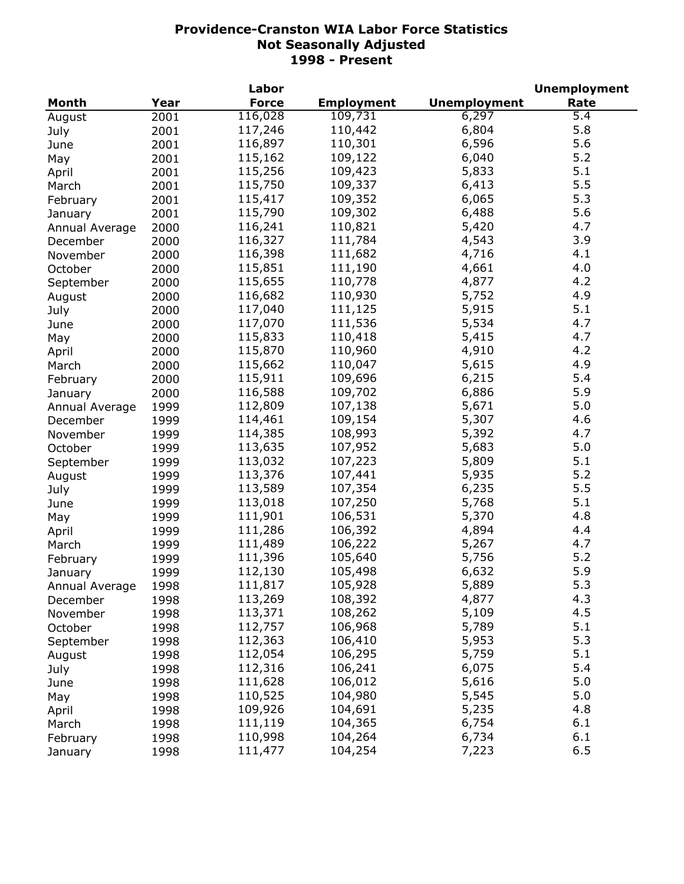# Providence-Cranston WIA Labor Force Statistics
## Not Seasonally Adjusted
## 1998 - Present

| Month | Year | Labor Force | Employment | Unemployment | Unemployment Rate |
|---|---|---|---|---|---|
| August | 2001 | 116,028 | 109,731 | 6,297 | 5.4 |
| July | 2001 | 117,246 | 110,442 | 6,804 | 5.8 |
| June | 2001 | 116,897 | 110,301 | 6,596 | 5.6 |
| May | 2001 | 115,162 | 109,122 | 6,040 | 5.2 |
| April | 2001 | 115,256 | 109,423 | 5,833 | 5.1 |
| March | 2001 | 115,750 | 109,337 | 6,413 | 5.5 |
| February | 2001 | 115,417 | 109,352 | 6,065 | 5.3 |
| January | 2001 | 115,790 | 109,302 | 6,488 | 5.6 |
| Annual Average | 2000 | 116,241 | 110,821 | 5,420 | 4.7 |
| December | 2000 | 116,327 | 111,784 | 4,543 | 3.9 |
| November | 2000 | 116,398 | 111,682 | 4,716 | 4.1 |
| October | 2000 | 115,851 | 111,190 | 4,661 | 4.0 |
| September | 2000 | 115,655 | 110,778 | 4,877 | 4.2 |
| August | 2000 | 116,682 | 110,930 | 5,752 | 4.9 |
| July | 2000 | 117,040 | 111,125 | 5,915 | 5.1 |
| June | 2000 | 117,070 | 111,536 | 5,534 | 4.7 |
| May | 2000 | 115,833 | 110,418 | 5,415 | 4.7 |
| April | 2000 | 115,870 | 110,960 | 4,910 | 4.2 |
| March | 2000 | 115,662 | 110,047 | 5,615 | 4.9 |
| February | 2000 | 115,911 | 109,696 | 6,215 | 5.4 |
| January | 2000 | 116,588 | 109,702 | 6,886 | 5.9 |
| Annual Average | 1999 | 112,809 | 107,138 | 5,671 | 5.0 |
| December | 1999 | 114,461 | 109,154 | 5,307 | 4.6 |
| November | 1999 | 114,385 | 108,993 | 5,392 | 4.7 |
| October | 1999 | 113,635 | 107,952 | 5,683 | 5.0 |
| September | 1999 | 113,032 | 107,223 | 5,809 | 5.1 |
| August | 1999 | 113,376 | 107,441 | 5,935 | 5.2 |
| July | 1999 | 113,589 | 107,354 | 6,235 | 5.5 |
| June | 1999 | 113,018 | 107,250 | 5,768 | 5.1 |
| May | 1999 | 111,901 | 106,531 | 5,370 | 4.8 |
| April | 1999 | 111,286 | 106,392 | 4,894 | 4.4 |
| March | 1999 | 111,489 | 106,222 | 5,267 | 4.7 |
| February | 1999 | 111,396 | 105,640 | 5,756 | 5.2 |
| January | 1999 | 112,130 | 105,498 | 6,632 | 5.9 |
| Annual Average | 1998 | 111,817 | 105,928 | 5,889 | 5.3 |
| December | 1998 | 113,269 | 108,392 | 4,877 | 4.3 |
| November | 1998 | 113,371 | 108,262 | 5,109 | 4.5 |
| October | 1998 | 112,757 | 106,968 | 5,789 | 5.1 |
| September | 1998 | 112,363 | 106,410 | 5,953 | 5.3 |
| August | 1998 | 112,054 | 106,295 | 5,759 | 5.1 |
| July | 1998 | 112,316 | 106,241 | 6,075 | 5.4 |
| June | 1998 | 111,628 | 106,012 | 5,616 | 5.0 |
| May | 1998 | 110,525 | 104,980 | 5,545 | 5.0 |
| April | 1998 | 109,926 | 104,691 | 5,235 | 4.8 |
| March | 1998 | 111,119 | 104,365 | 6,754 | 6.1 |
| February | 1998 | 110,998 | 104,264 | 6,734 | 6.1 |
| January | 1998 | 111,477 | 104,254 | 7,223 | 6.5 |